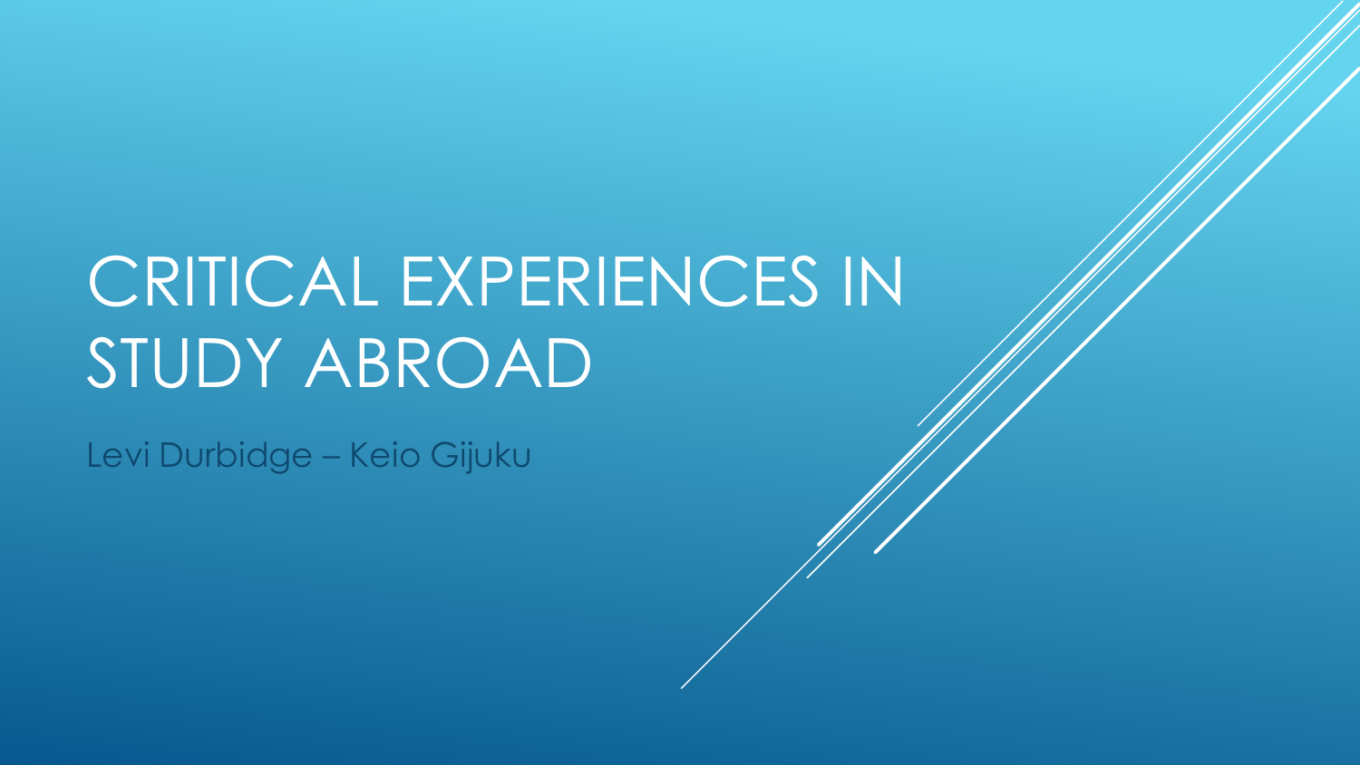# CRITICAL EXPERIENCES IN STUDY ABROAD

Levi Durbidge – Keio Gijuku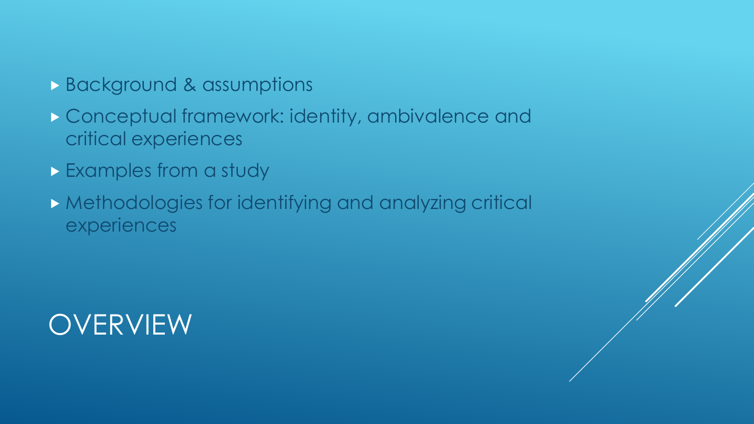# OVERVIEW

- Background & assumptions
- Conceptual framework: identity, ambivalence and critical experiences
- Examples from a study
- Methodologies for identifying and analyzing critical experiences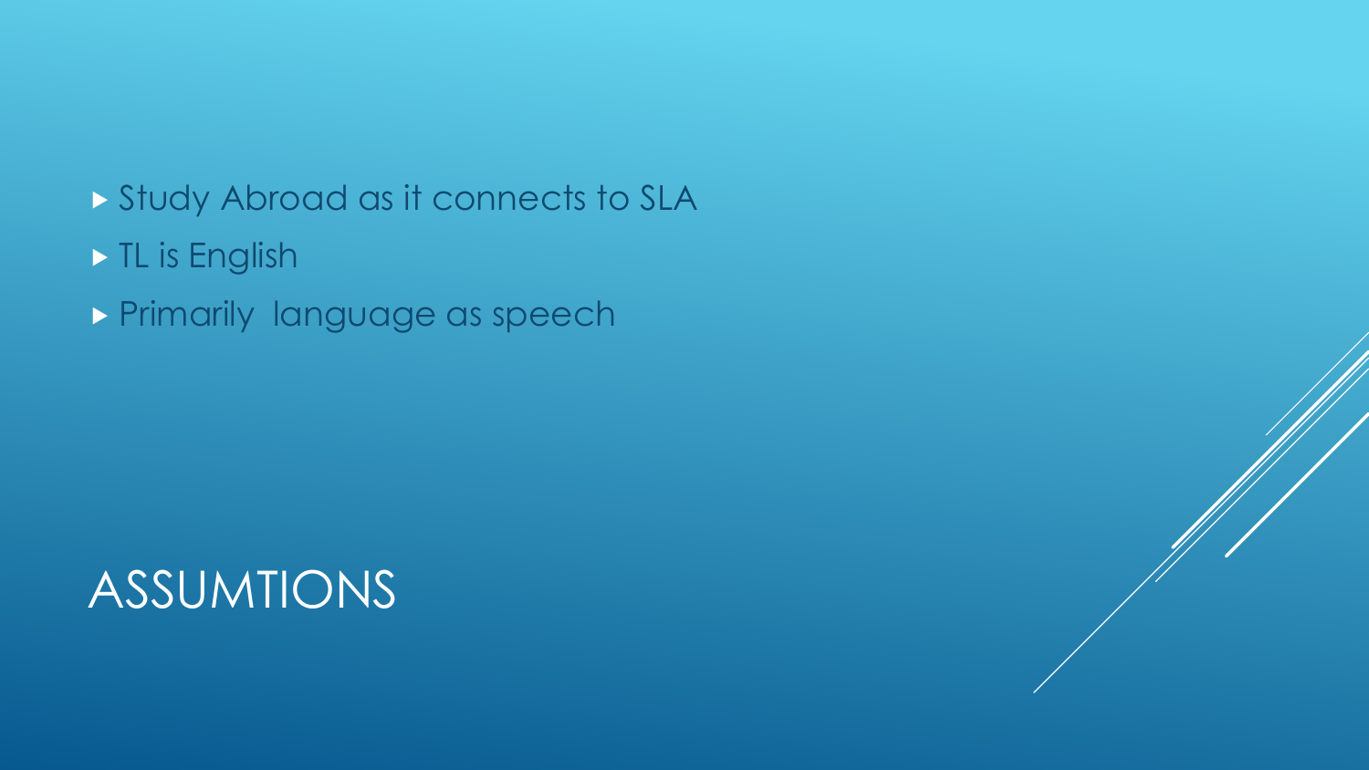# ASSUMTIONS

- Study Abroad as it connects to SLA
- TL is English
- Primarily language as speech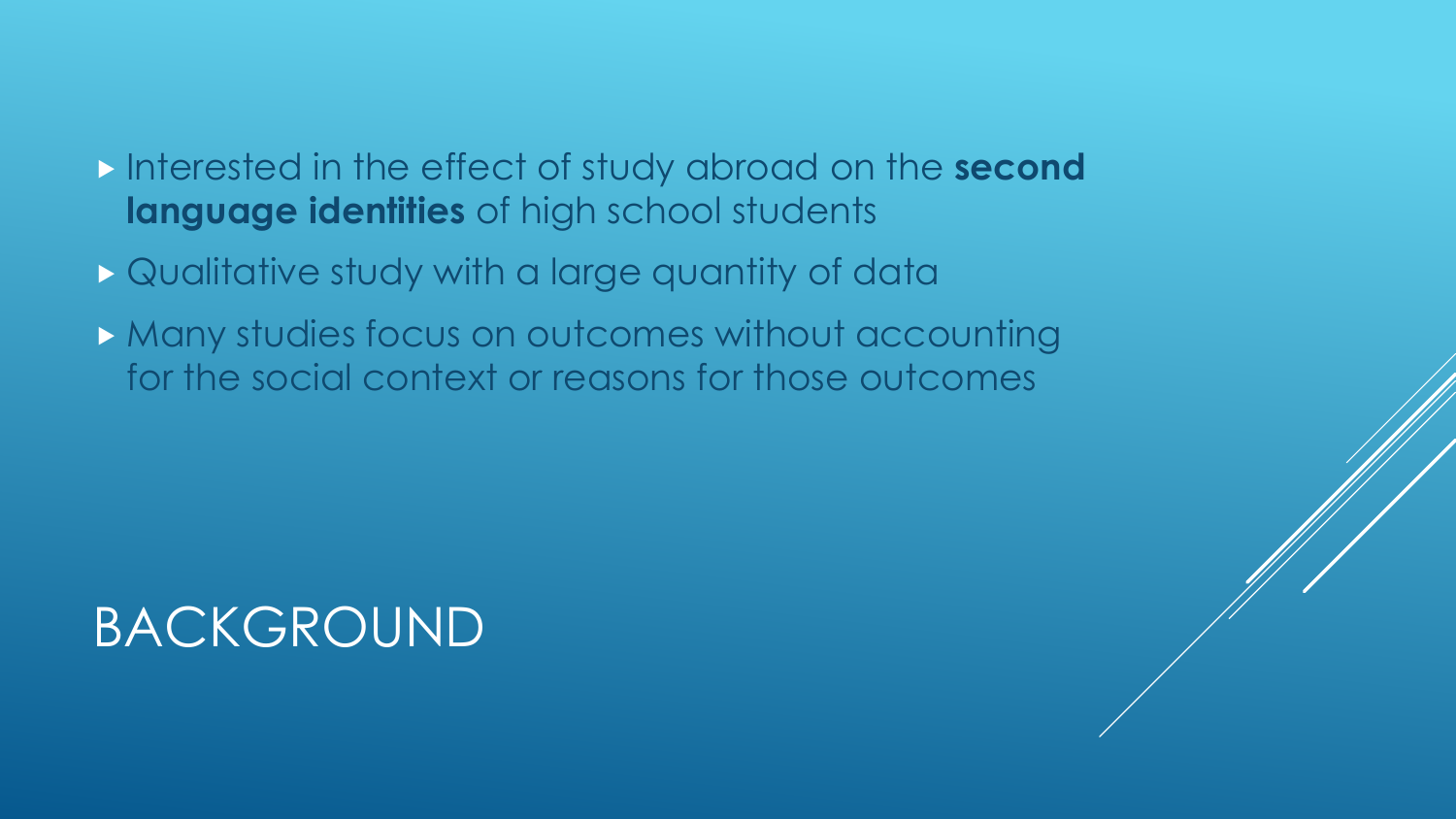# BACKGROUND

- Interested in the effect of study abroad on the **second language identities** of high school students
- Qualitative study with a large quantity of data
- Many studies focus on outcomes without accounting for the social context or reasons for those outcomes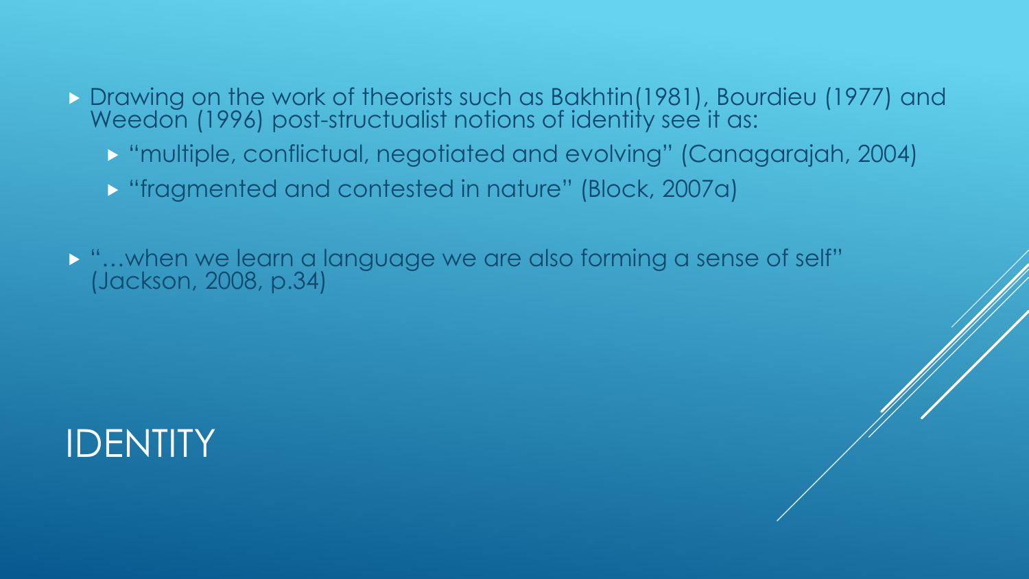# IDENTITY

- Drawing on the work of theorists such as Bakhtin(1981), Bourdieu (1977) and Weedon (1996) post-structualist notions of identity see it as:
  - "multiple, conflictual, negotiated and evolving" (Canagarajah, 2004)
  - "fragmented and contested in nature" (Block, 2007a)
- "…when we learn a language we are also forming a sense of self" (Jackson, 2008, p.34)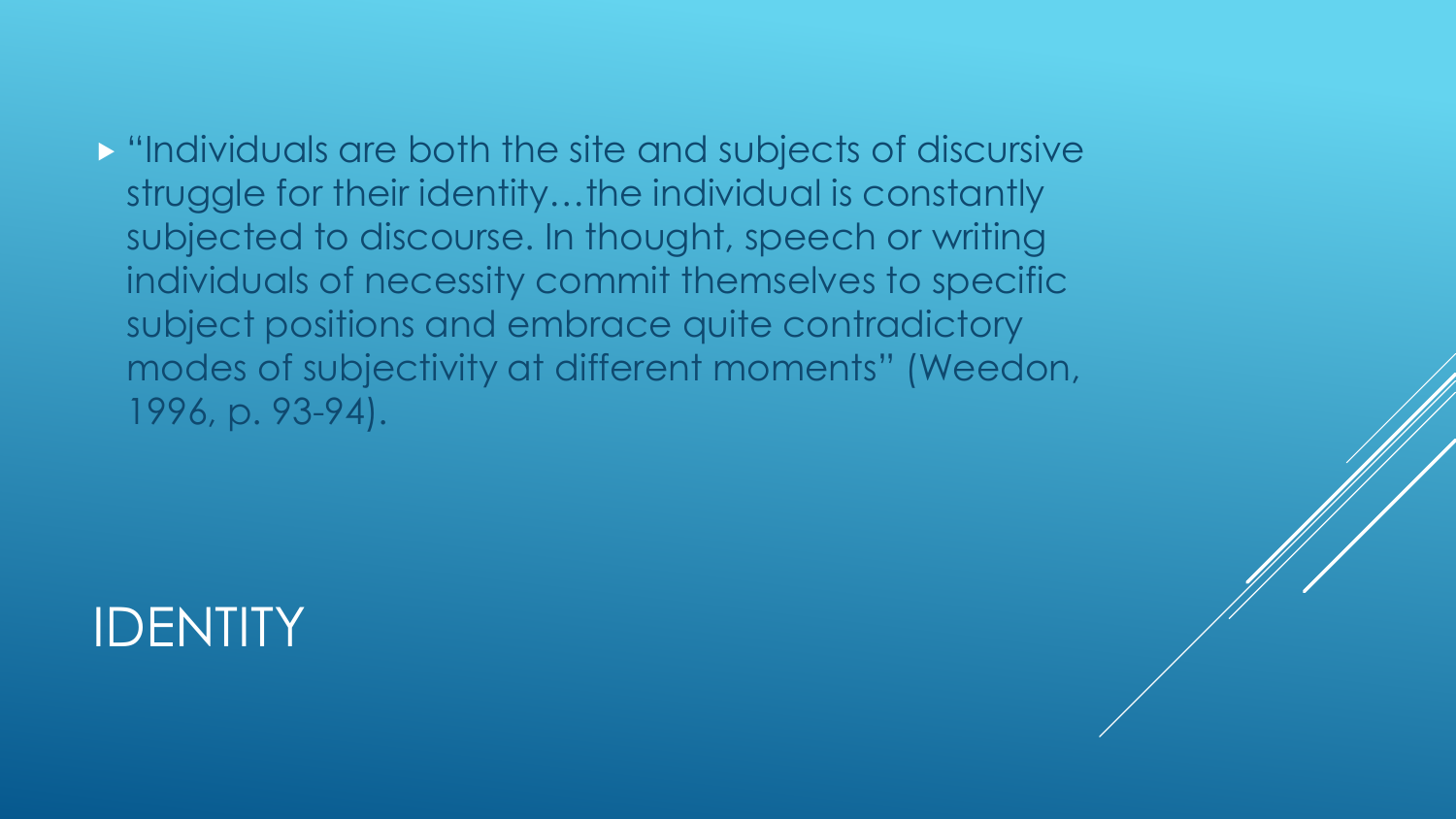- "Individuals are both the site and subjects of discursive struggle for their identity…the individual is constantly subjected to discourse. In thought, speech or writing individuals of necessity commit themselves to specific subject positions and embrace quite contradictory modes of subjectivity at different moments" (Weedon, 1996, p. 93-94).

# IDENTITY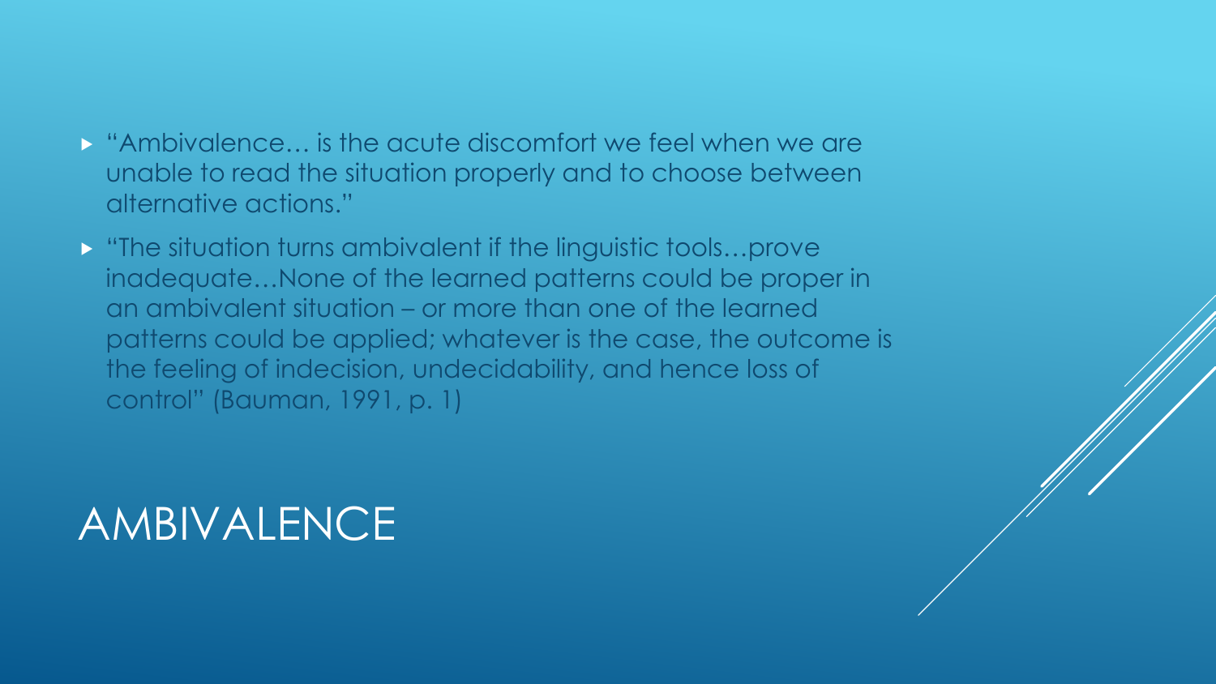# AMBIVALENCE

- "Ambivalence… is the acute discomfort we feel when we are unable to read the situation properly and to choose between alternative actions."
- "The situation turns ambivalent if the linguistic tools…prove inadequate…None of the learned patterns could be proper in an ambivalent situation – or more than one of the learned patterns could be applied; whatever is the case, the outcome is the feeling of indecision, undecidability, and hence loss of control" (Bauman, 1991, p. 1)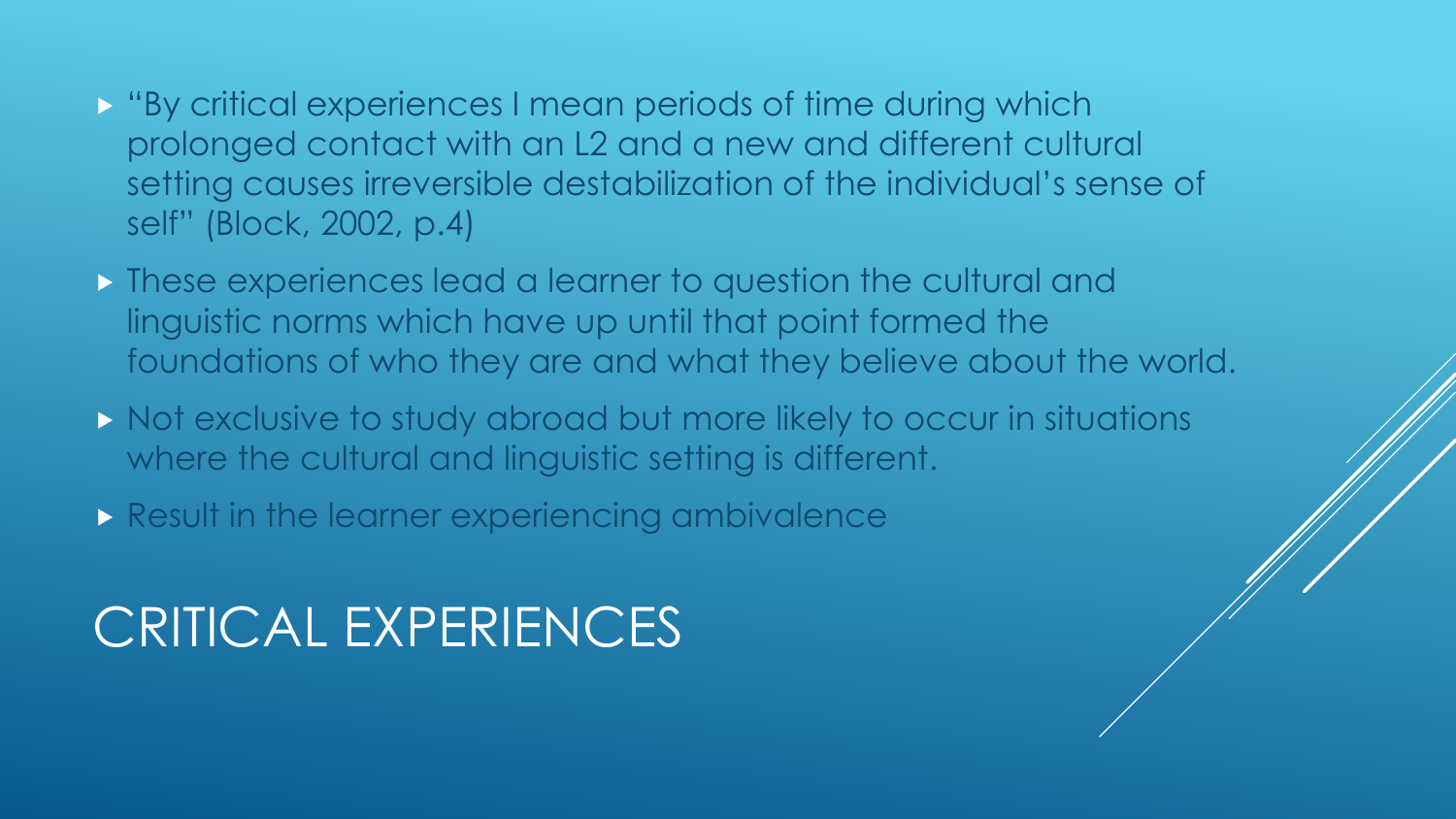# CRITICAL EXPERIENCES

- "By critical experiences I mean periods of time during which prolonged contact with an L2 and a new and different cultural setting causes irreversible destabilization of the individual's sense of self" (Block, 2002, p.4)
- These experiences lead a learner to question the cultural and linguistic norms which have up until that point formed the foundations of who they are and what they believe about the world.
- Not exclusive to study abroad but more likely to occur in situations where the cultural and linguistic setting is different.
- Result in the learner experiencing ambivalence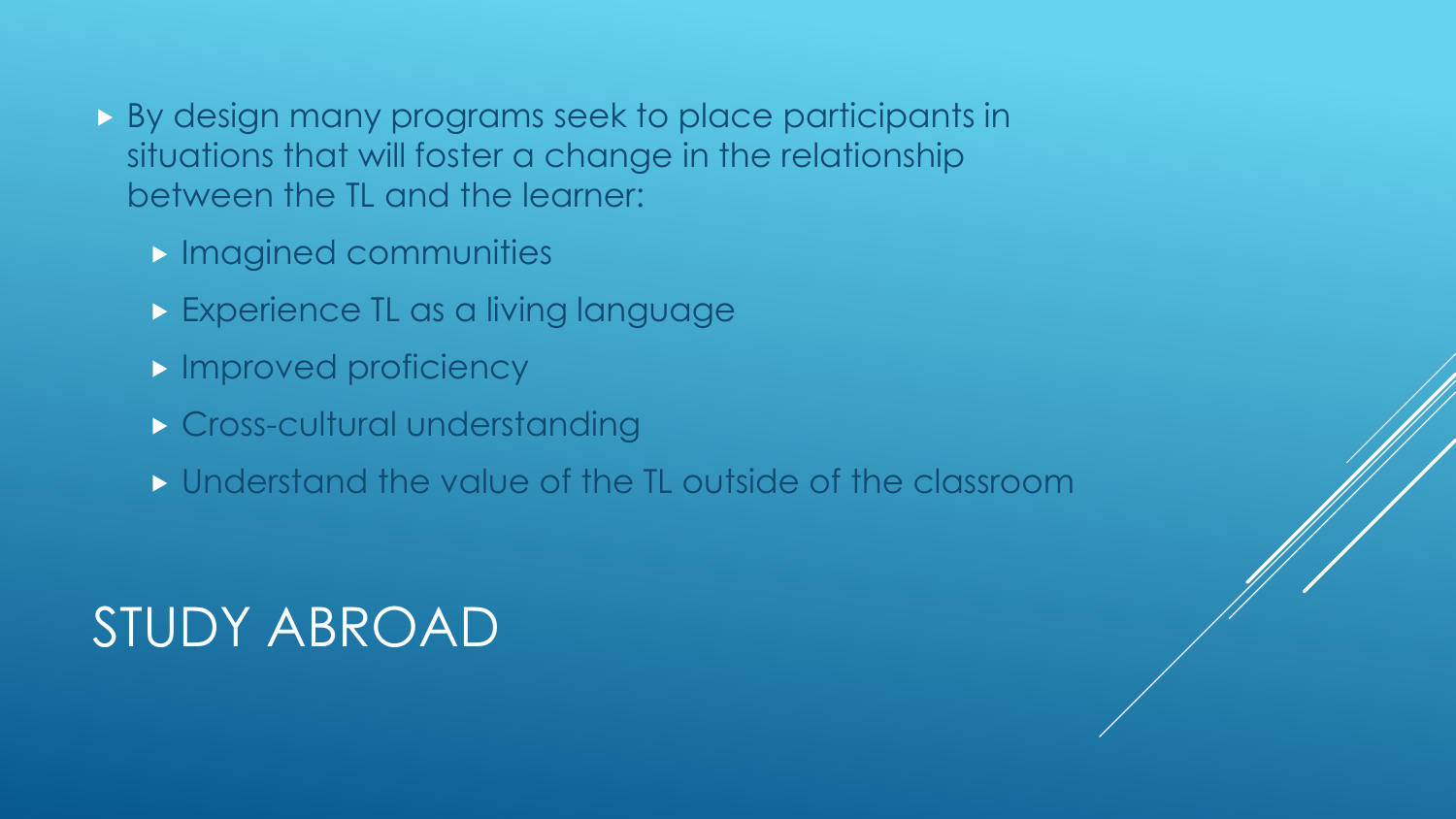# STUDY ABROAD

- By design many programs seek to place participants in situations that will foster a change in the relationship between the TL and the learner:
  - Imagined communities
  - Experience TL as a living language
  - Improved proficiency
  - Cross-cultural understanding
  - Understand the value of the TL outside of the classroom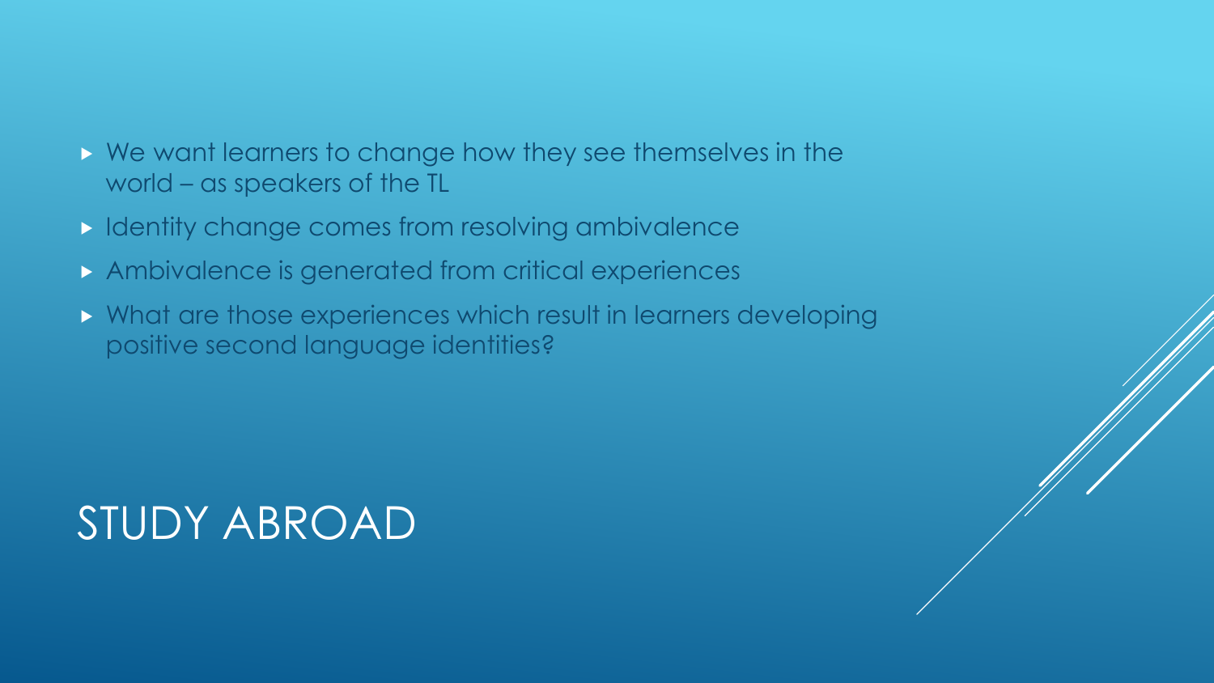- We want learners to change how they see themselves in the world – as speakers of the TL
- Identity change comes from resolving ambivalence
- Ambivalence is generated from critical experiences
- What are those experiences which result in learners developing positive second language identities?

# STUDY ABROAD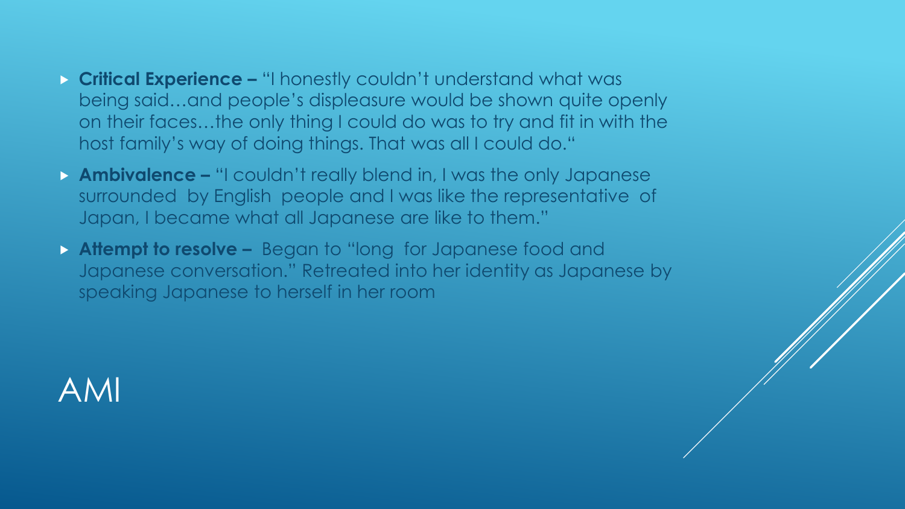# AMI

- **Critical Experience –** "I honestly couldn't understand what was being said…and people's displeasure would be shown quite openly on their faces…the only thing I could do was to try and fit in with the host family's way of doing things. That was all I could do."
- **Ambivalence –** "I couldn't really blend in, I was the only Japanese surrounded by English people and I was like the representative of Japan, I became what all Japanese are like to them."
- **Attempt to resolve –** Began to "long for Japanese food and Japanese conversation." Retreated into her identity as Japanese by speaking Japanese to herself in her room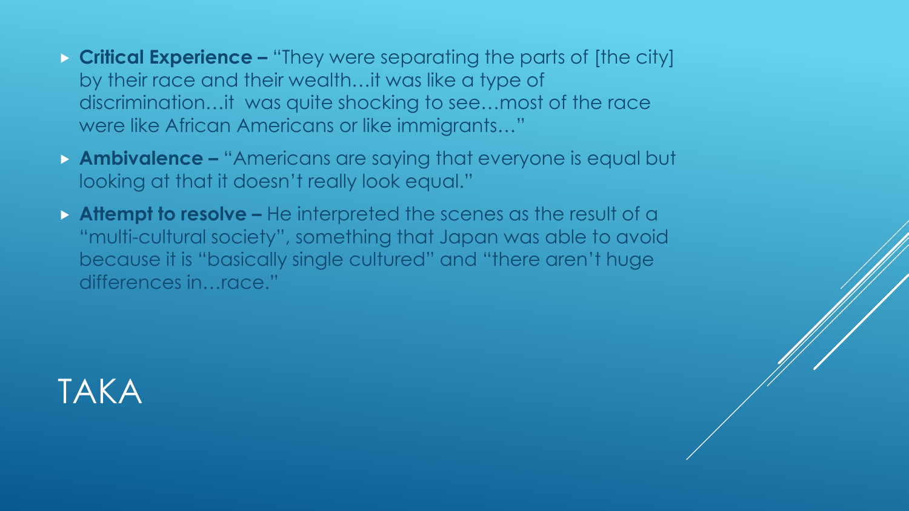# TAKA

- **Critical Experience –** "They were separating the parts of [the city] by their race and their wealth…it was like a type of discrimination…it was quite shocking to see…most of the race were like African Americans or like immigrants…"
- **Ambivalence –** "Americans are saying that everyone is equal but looking at that it doesn't really look equal."
- **Attempt to resolve –** He interpreted the scenes as the result of a "multi-cultural society", something that Japan was able to avoid because it is "basically single cultured" and "there aren't huge differences in…race."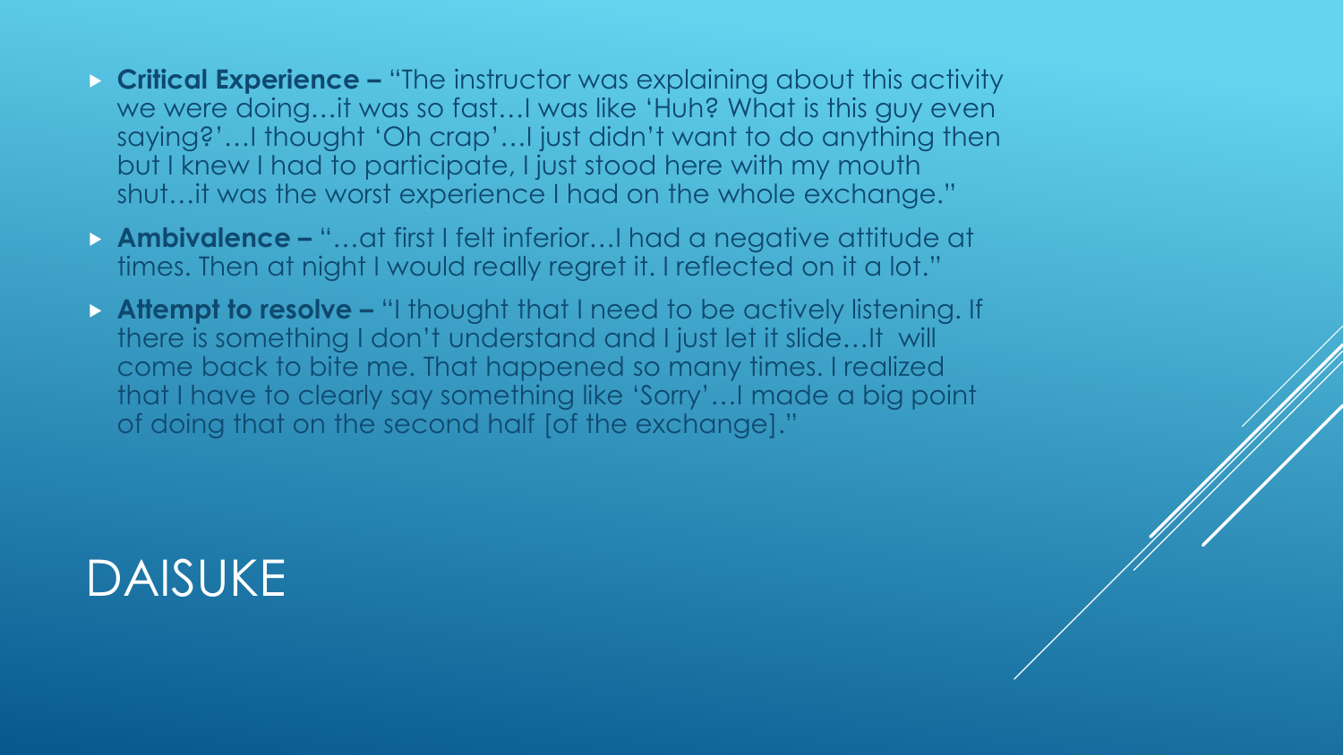- **Critical Experience –** "The instructor was explaining about this activity we were doing…it was so fast…I was like 'Huh? What is this guy even saying?'…I thought 'Oh crap'…I just didn't want to do anything then but I knew I had to participate, I just stood here with my mouth shut…it was the worst experience I had on the whole exchange."
- **Ambivalence –** "…at first I felt inferior…I had a negative attitude at times. Then at night I would really regret it. I reflected on it a lot."
- **Attempt to resolve –** "I thought that I need to be actively listening. If there is something I don't understand and I just let it slide…It will come back to bite me. That happened so many times. I realized that I have to clearly say something like 'Sorry'…I made a big point of doing that on the second half [of the exchange]."

# DAISUKE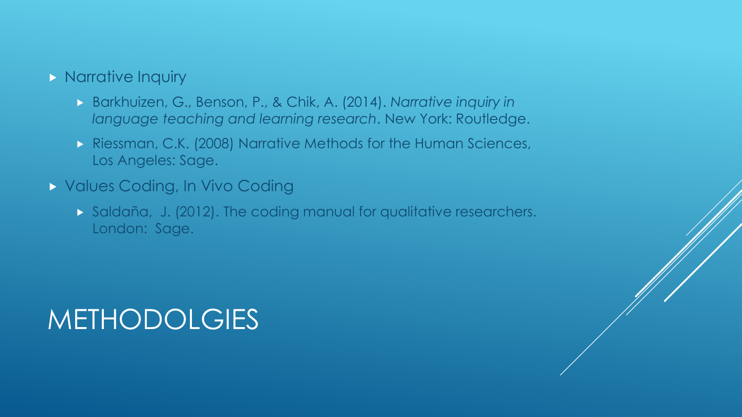# METHODOLGIES

- Narrative Inquiry
  - Barkhuizen, G., Benson, P., & Chik, A. (2014). *Narrative inquiry in language teaching and learning research*. New York: Routledge.
  - Riessman, C.K. (2008) Narrative Methods for the Human Sciences, Los Angeles: Sage.
- Values Coding, In Vivo Coding
  - Saldaña, J. (2012). The coding manual for qualitative researchers. London: Sage.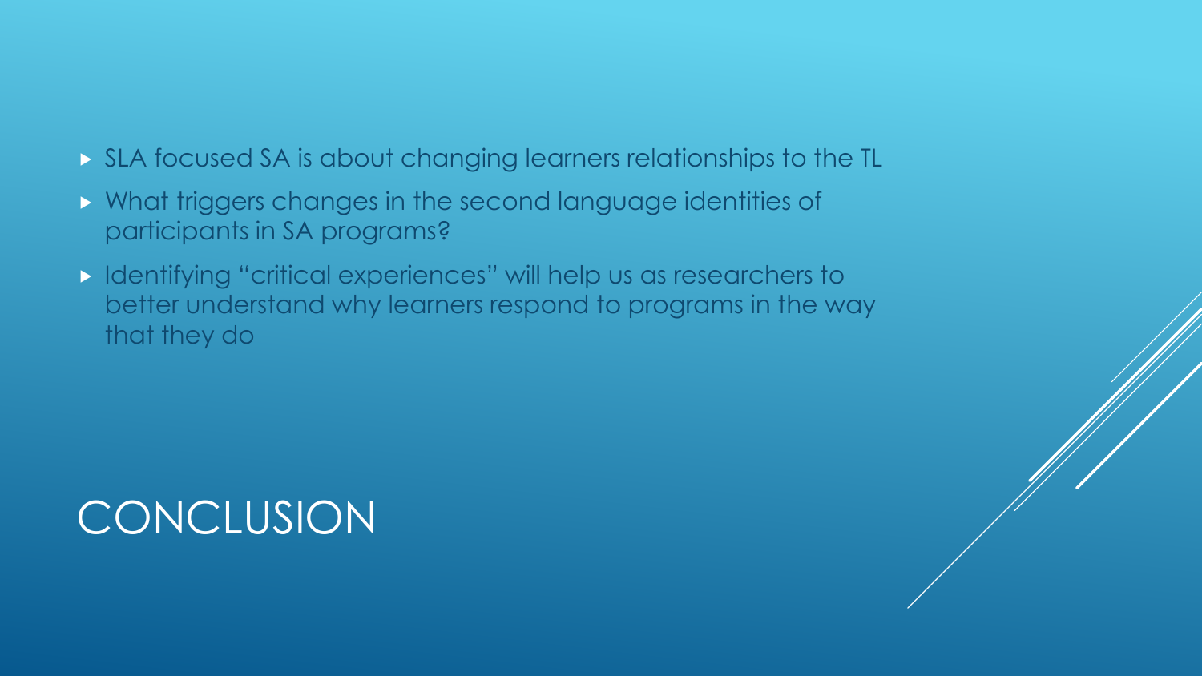- SLA focused SA is about changing learners relationships to the TL
- What triggers changes in the second language identities of participants in SA programs?
- Identifying "critical experiences" will help us as researchers to better understand why learners respond to programs in the way that they do

# CONCLUSION